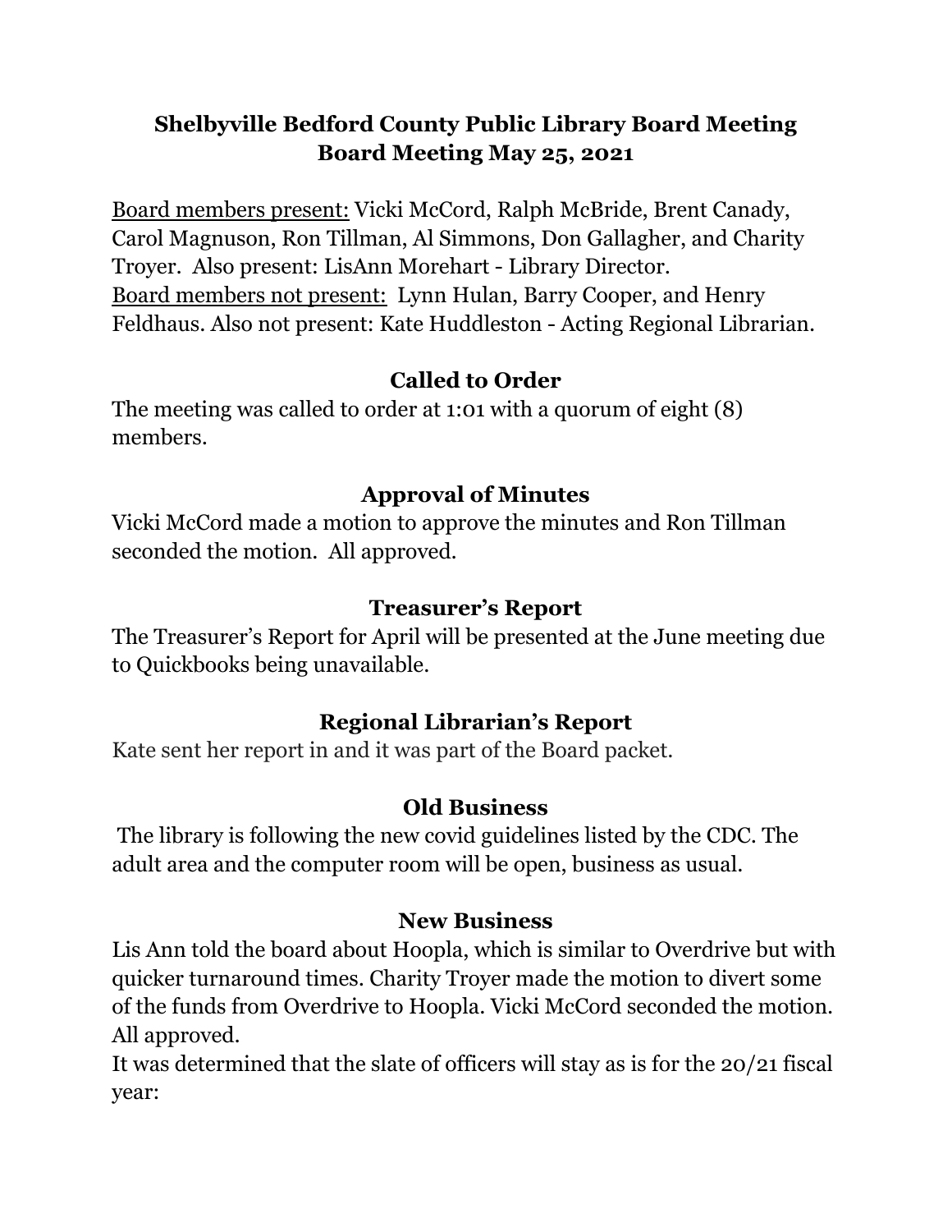# Shelbyville Bedford County Public Library Board Meeting
# Board Meeting May 25, 2021

Board members present: Vicki McCord, Ralph McBride, Brent Canady, Carol Magnuson, Ron Tillman, Al Simmons, Don Gallagher, and Charity Troyer. Also present: LisAnn Morehart - Library Director.
Board members not present: Lynn Hulan, Barry Cooper, and Henry Feldhaus. Also not present: Kate Huddleston - Acting Regional Librarian.

## Called to Order

The meeting was called to order at 1:01 with a quorum of eight (8) members.

## Approval of Minutes

Vicki McCord made a motion to approve the minutes and Ron Tillman seconded the motion. All approved.

## Treasurer's Report

The Treasurer's Report for April will be presented at the June meeting due to Quickbooks being unavailable.

## Regional Librarian's Report

Kate sent her report in and it was part of the Board packet.

## Old Business

The library is following the new covid guidelines listed by the CDC. The adult area and the computer room will be open, business as usual.

## New Business

Lis Ann told the board about Hoopla, which is similar to Overdrive but with quicker turnaround times. Charity Troyer made the motion to divert some of the funds from Overdrive to Hoopla. Vicki McCord seconded the motion. All approved.

It was determined that the slate of officers will stay as is for the 20/21 fiscal year: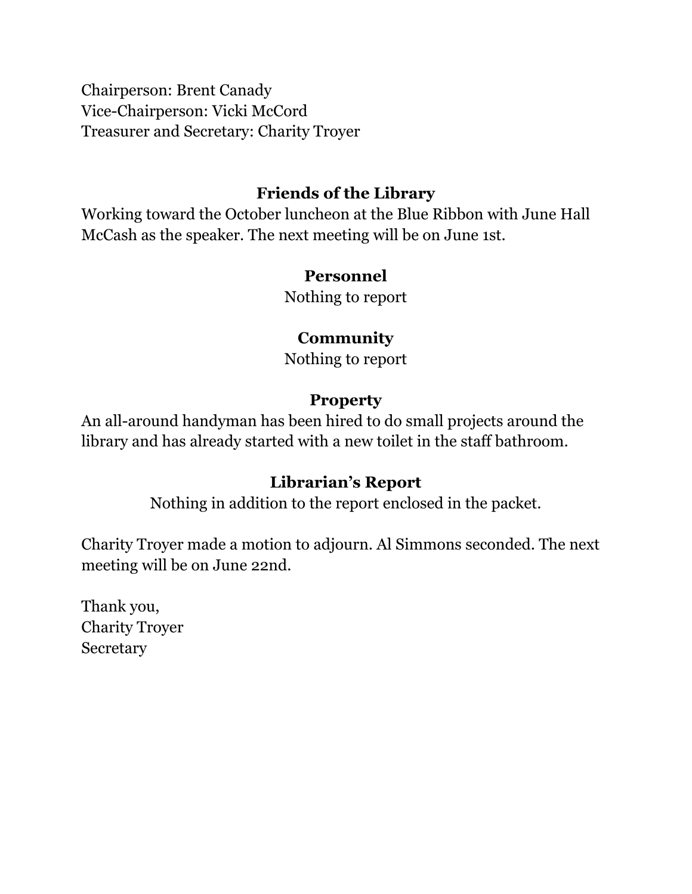Chairperson: Brent Canady
Vice-Chairperson: Vicki McCord
Treasurer and Secretary: Charity Troyer

## Friends of the Library

Working toward the October luncheon at the Blue Ribbon with June Hall McCash as the speaker. The next meeting will be on June 1st.

## Personnel

Nothing to report

## Community

Nothing to report

## Property

An all-around handyman has been hired to do small projects around the library and has already started with a new toilet in the staff bathroom.

## Librarian's Report

Nothing in addition to the report enclosed in the packet.

Charity Troyer made a motion to adjourn. Al Simmons seconded. The next meeting will be on June 22nd.

Thank you,
Charity Troyer
Secretary